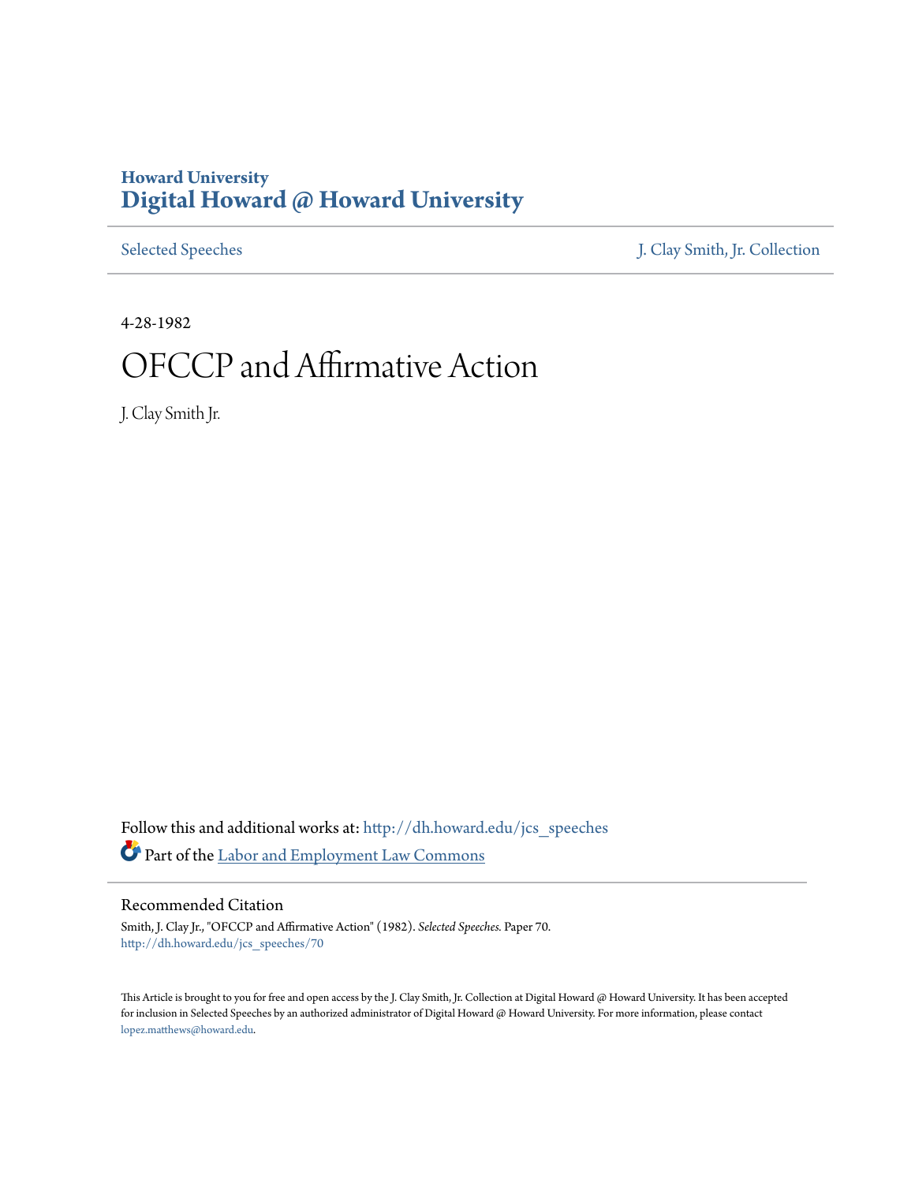Howard University
# Digital Howard @ Howard University

Selected Speeches | J. Clay Smith, Jr. Collection

4-28-1982

# OFCCP and Affirmative Action

J. Clay Smith Jr.

Follow this and additional works at: http://dh.howard.edu/jcs_speeches

Part of the Labor and Employment Law Commons

## Recommended Citation

Smith, J. Clay Jr., "OFCCP and Affirmative Action" (1982). *Selected Speeches.* Paper 70.
http://dh.howard.edu/jcs_speeches/70

This Article is brought to you for free and open access by the J. Clay Smith, Jr. Collection at Digital Howard @ Howard University. It has been accepted for inclusion in Selected Speeches by an authorized administrator of Digital Howard @ Howard University. For more information, please contact lopez.matthews@howard.edu.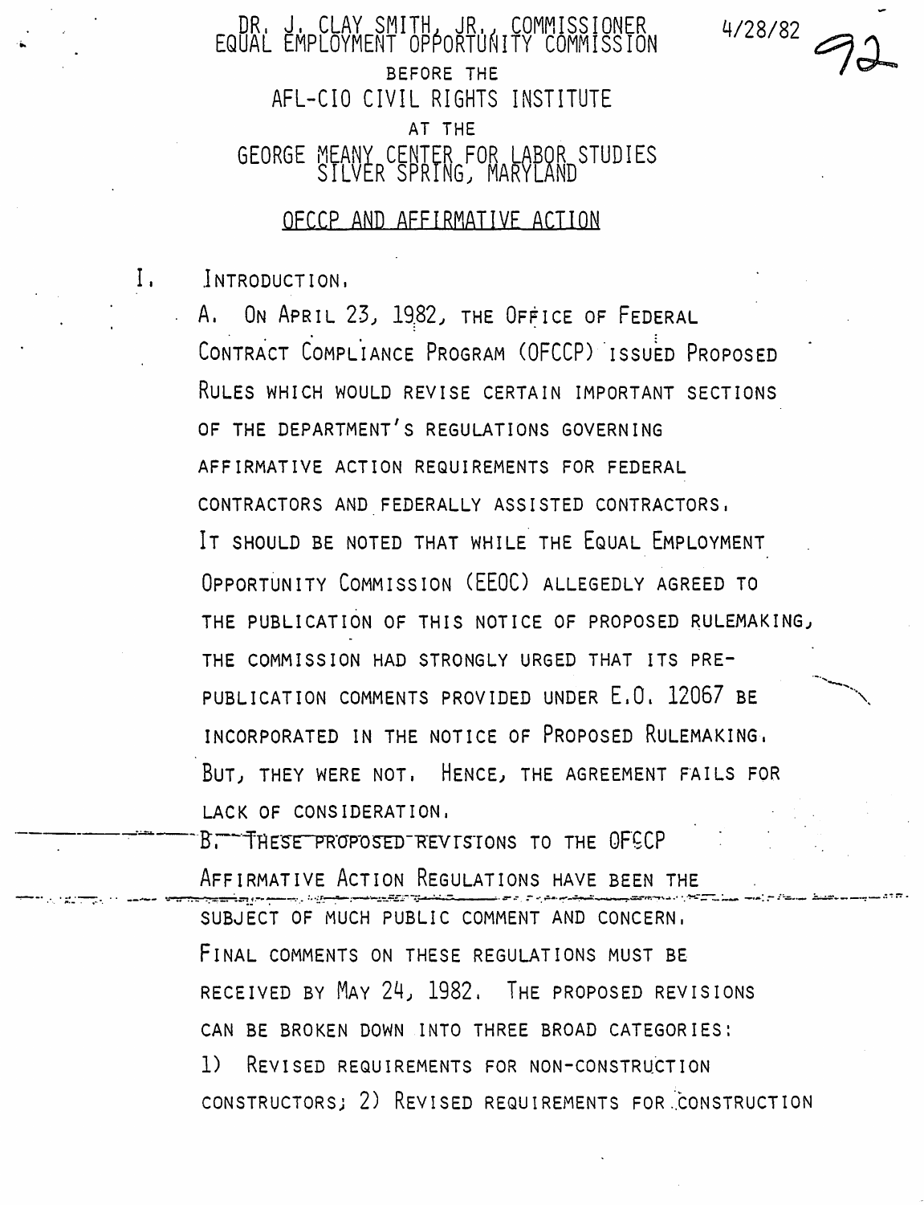DR. J. CLAY SMITH, JR., COMMISSIONER
EQUAL EMPLOYMENT OPPORTUNITY COMMISSION

4/28/82

BEFORE THE

AFL-CIO CIVIL RIGHTS INSTITUTE

AT THE

GEORGE MEANY CENTER FOR LABOR STUDIES
SILVER SPRING, MARYLAND

## OFCCP AND AFFIRMATIVE ACTION

I. INTRODUCTION.

A. ON APRIL 23, 1982, THE OFFICE OF FEDERAL CONTRACT COMPLIANCE PROGRAM (OFCCP) ISSUED PROPOSED RULES WHICH WOULD REVISE CERTAIN IMPORTANT SECTIONS OF THE DEPARTMENT'S REGULATIONS GOVERNING AFFIRMATIVE ACTION REQUIREMENTS FOR FEDERAL CONTRACTORS AND FEDERALLY ASSISTED CONTRACTORS. IT SHOULD BE NOTED THAT WHILE THE EQUAL EMPLOYMENT OPPORTUNITY COMMISSION (EEOC) ALLEGEDLY AGREED TO THE PUBLICATION OF THIS NOTICE OF PROPOSED RULEMAKING, THE COMMISSION HAD STRONGLY URGED THAT ITS PRE-PUBLICATION COMMENTS PROVIDED UNDER E.O. 12067 BE INCORPORATED IN THE NOTICE OF PROPOSED RULEMAKING. BUT, THEY WERE NOT. HENCE, THE AGREEMENT FAILS FOR LACK OF CONSIDERATION.

B. THESE PROPOSED REVISIONS TO THE OFCCP AFFIRMATIVE ACTION REGULATIONS HAVE BEEN THE SUBJECT OF MUCH PUBLIC COMMENT AND CONCERN. FINAL COMMENTS ON THESE REGULATIONS MUST BE RECEIVED BY MAY 24, 1982. THE PROPOSED REVISIONS CAN BE BROKEN DOWN INTO THREE BROAD CATEGORIES: 1) REVISED REQUIREMENTS FOR NON-CONSTRUCTION CONSTRUCTORS; 2) REVISED REQUIREMENTS FOR CONSTRUCTION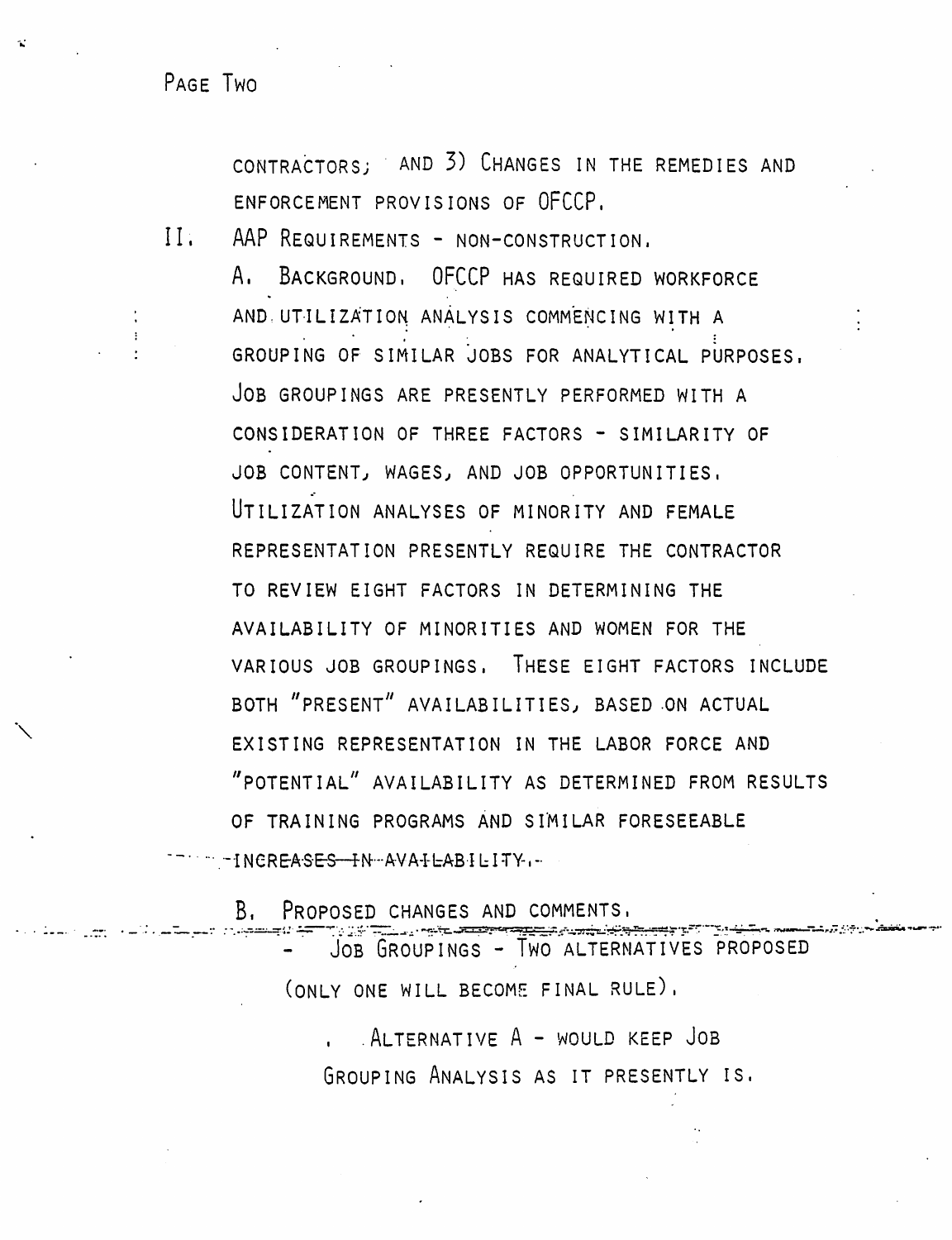CONTRACTORS; AND 3) CHANGES IN THE REMEDIES AND ENFORCEMENT PROVISIONS OF OFCCP.

II. AAP REQUIREMENTS - NON-CONSTRUCTION.

A. BACKGROUND. OFCCP HAS REQUIRED WORKFORCE AND UTILIZATION ANALYSIS COMMENCING WITH A GROUPING OF SIMILAR JOBS FOR ANALYTICAL PURPOSES. JOB GROUPINGS ARE PRESENTLY PERFORMED WITH A CONSIDERATION OF THREE FACTORS - SIMILARITY OF JOB CONTENT, WAGES, AND JOB OPPORTUNITIES. UTILIZATION ANALYSES OF MINORITY AND FEMALE REPRESENTATION PRESENTLY REQUIRE THE CONTRACTOR TO REVIEW EIGHT FACTORS IN DETERMINING THE AVAILABILITY OF MINORITIES AND WOMEN FOR THE VARIOUS JOB GROUPINGS. THESE EIGHT FACTORS INCLUDE BOTH "PRESENT" AVAILABILITIES, BASED ON ACTUAL EXISTING REPRESENTATION IN THE LABOR FORCE AND "POTENTIAL" AVAILABILITY AS DETERMINED FROM RESULTS OF TRAINING PROGRAMS AND SIMILAR FORESEEABLE INCREASES IN AVAILABILITY.

B. PROPOSED CHANGES AND COMMENTS.

- JOB GROUPINGS - TWO ALTERNATIVES PROPOSED (ONLY ONE WILL BECOME FINAL RULE).

  - ALTERNATIVE A - WOULD KEEP JOB GROUPING ANALYSIS AS IT PRESENTLY IS.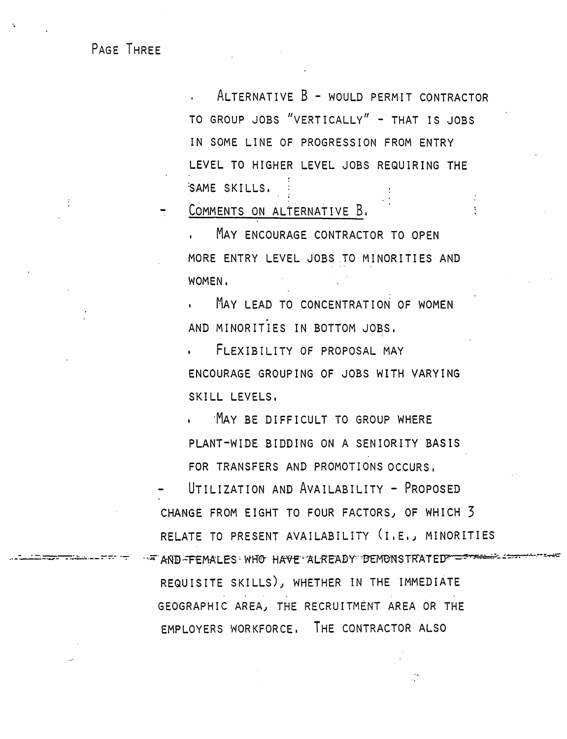- Alternative B - would permit contractor to group jobs "vertically" - that is jobs in some line of progression from entry level to higher level jobs requiring the same skills.

- Comments on Alternative B.
  - May encourage contractor to open more entry level jobs to minorities and women.
  - May lead to concentration of women and minorities in bottom jobs.
  - Flexibility of proposal may encourage grouping of jobs with varying skill levels.
  - May be difficult to group where plant-wide bidding on a seniority basis for transfers and promotions occurs.

- Utilization and Availability - Proposed change from eight to four factors, of which 3 relate to present availability (i.e., minorities and females who have already demonstrated requisite skills), whether in the immediate geographic area, the recruitment area or the employers workforce. The contractor also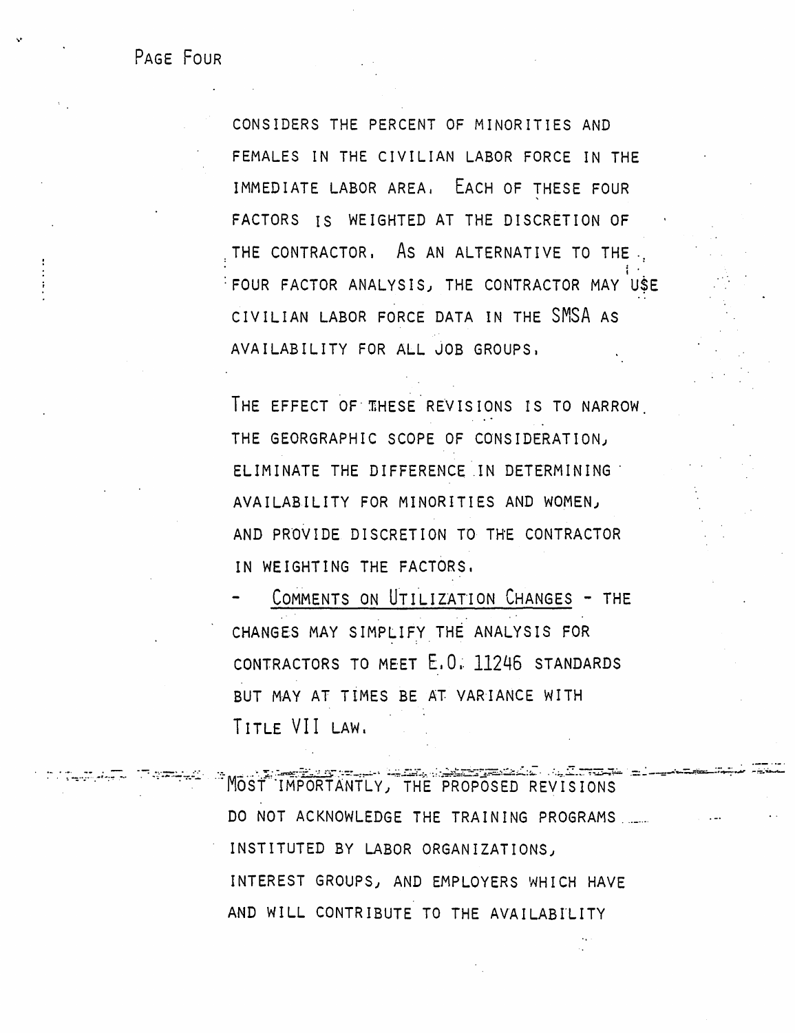CONSIDERS THE PERCENT OF MINORITIES AND FEMALES IN THE CIVILIAN LABOR FORCE IN THE IMMEDIATE LABOR AREA. EACH OF THESE FOUR FACTORS IS WEIGHTED AT THE DISCRETION OF THE CONTRACTOR. AS AN ALTERNATIVE TO THE FOUR FACTOR ANALYSIS, THE CONTRACTOR MAY USE CIVILIAN LABOR FORCE DATA IN THE SMSA AS AVAILABILITY FOR ALL JOB GROUPS.

THE EFFECT OF THESE REVISIONS IS TO NARROW THE GEORGRAPHIC SCOPE OF CONSIDERATION, ELIMINATE THE DIFFERENCE IN DETERMINING AVAILABILITY FOR MINORITIES AND WOMEN, AND PROVIDE DISCRETION TO THE CONTRACTOR IN WEIGHTING THE FACTORS.

- COMMENTS ON UTILIZATION CHANGES - THE CHANGES MAY SIMPLIFY THE ANALYSIS FOR CONTRACTORS TO MEET E.O. 11246 STANDARDS BUT MAY AT TIMES BE AT VARIANCE WITH TITLE VII LAW.

MOST IMPORTANTLY, THE PROPOSED REVISIONS DO NOT ACKNOWLEDGE THE TRAINING PROGRAMS INSTITUTED BY LABOR ORGANIZATIONS, INTEREST GROUPS, AND EMPLOYERS WHICH HAVE AND WILL CONTRIBUTE TO THE AVAILABILITY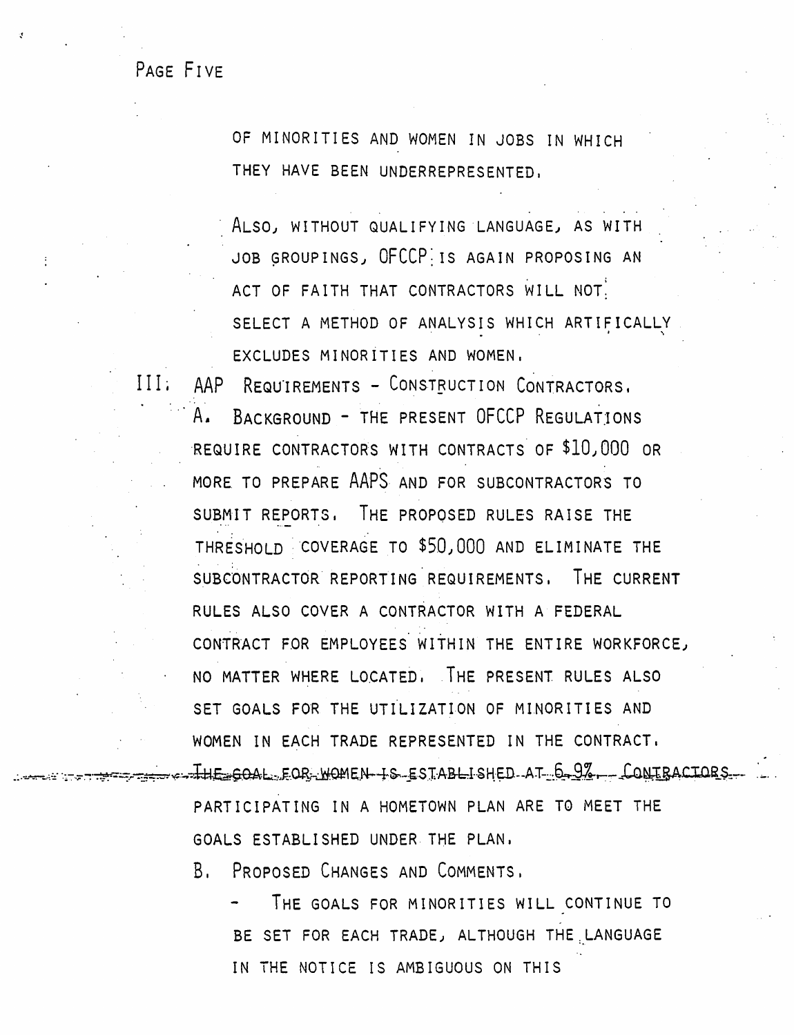OF MINORITIES AND WOMEN IN JOBS IN WHICH THEY HAVE BEEN UNDERREPRESENTED.

ALSO, WITHOUT QUALIFYING LANGUAGE, AS WITH JOB GROUPINGS, OFCCP IS AGAIN PROPOSING AN ACT OF FAITH THAT CONTRACTORS WILL NOT SELECT A METHOD OF ANALYSIS WHICH ARTIFICALLY EXCLUDES MINORITIES AND WOMEN.

III. AAP REQUIREMENTS - CONSTRUCTION CONTRACTORS.

A. BACKGROUND - THE PRESENT OFCCP REGULATIONS REQUIRE CONTRACTORS WITH CONTRACTS OF $10,000 OR MORE TO PREPARE AAPS AND FOR SUBCONTRACTORS TO SUBMIT REPORTS. THE PROPOSED RULES RAISE THE THRESHOLD COVERAGE TO $50,000 AND ELIMINATE THE SUBCONTRACTOR REPORTING REQUIREMENTS. THE CURRENT RULES ALSO COVER A CONTRACTOR WITH A FEDERAL CONTRACT FOR EMPLOYEES WITHIN THE ENTIRE WORKFORCE, NO MATTER WHERE LOCATED. THE PRESENT RULES ALSO SET GOALS FOR THE UTILIZATION OF MINORITIES AND WOMEN IN EACH TRADE REPRESENTED IN THE CONTRACT. ~~THE GOAL FOR WOMEN IS ESTABLISHED AT 6.9%.~~ CONTRACTORS PARTICIPATING IN A HOMETOWN PLAN ARE TO MEET THE GOALS ESTABLISHED UNDER THE PLAN.

B. PROPOSED CHANGES AND COMMENTS.

- THE GOALS FOR MINORITIES WILL CONTINUE TO BE SET FOR EACH TRADE, ALTHOUGH THE LANGUAGE IN THE NOTICE IS AMBIGUOUS ON THIS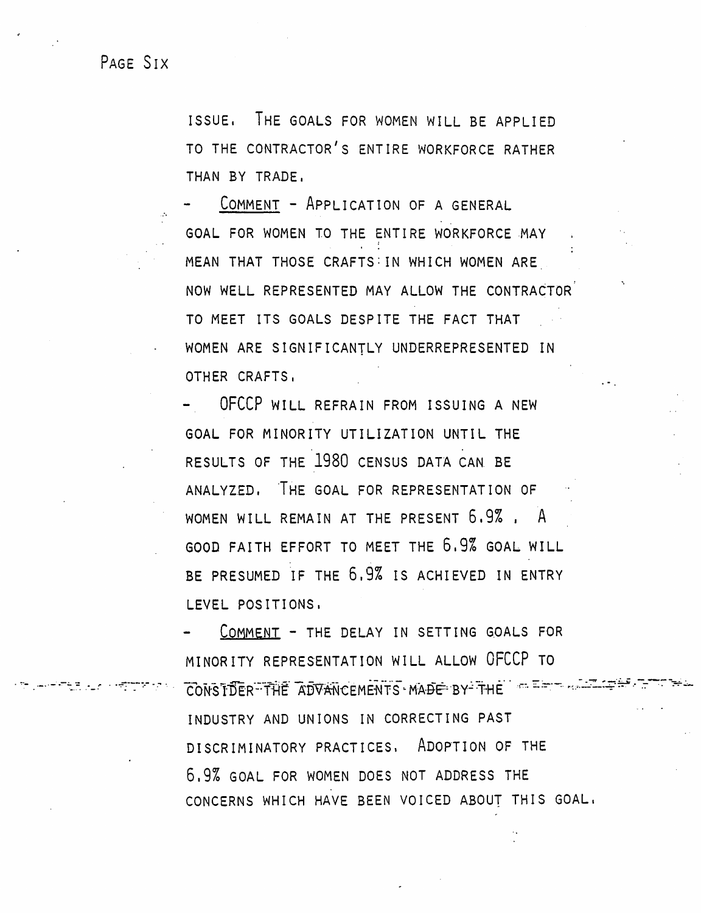ISSUE. THE GOALS FOR WOMEN WILL BE APPLIED TO THE CONTRACTOR'S ENTIRE WORKFORCE RATHER THAN BY TRADE.

- <u>COMMENT</u> - APPLICATION OF A GENERAL GOAL FOR WOMEN TO THE ENTIRE WORKFORCE MAY MEAN THAT THOSE CRAFTS IN WHICH WOMEN ARE NOW WELL REPRESENTED MAY ALLOW THE CONTRACTOR TO MEET ITS GOALS DESPITE THE FACT THAT WOMEN ARE SIGNIFICANTLY UNDERREPRESENTED IN OTHER CRAFTS.

- OFCCP WILL REFRAIN FROM ISSUING A NEW GOAL FOR MINORITY UTILIZATION UNTIL THE RESULTS OF THE 1980 CENSUS DATA CAN BE ANALYZED. THE GOAL FOR REPRESENTATION OF WOMEN WILL REMAIN AT THE PRESENT 6.9%. A GOOD FAITH EFFORT TO MEET THE 6.9% GOAL WILL BE PRESUMED IF THE 6.9% IS ACHIEVED IN ENTRY LEVEL POSITIONS.

- <u>COMMENT</u> - THE DELAY IN SETTING GOALS FOR MINORITY REPRESENTATION WILL ALLOW OFCCP TO CONSIDER THE ADVANCEMENTS MADE BY THE INDUSTRY AND UNIONS IN CORRECTING PAST DISCRIMINATORY PRACTICES. ADOPTION OF THE 6.9% GOAL FOR WOMEN DOES NOT ADDRESS THE CONCERNS WHICH HAVE BEEN VOICED ABOUT THIS GOAL.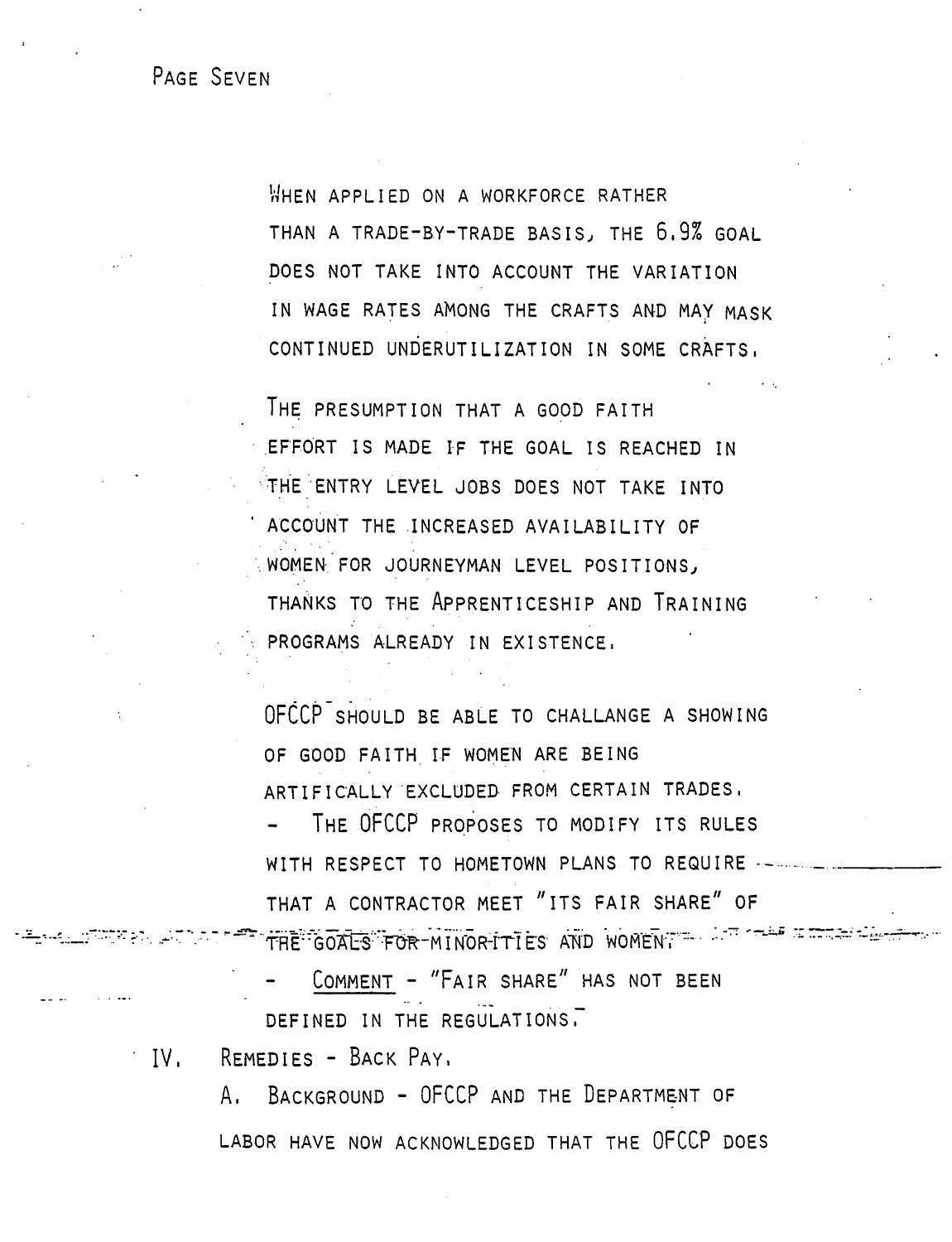WHEN APPLIED ON A WORKFORCE RATHER THAN A TRADE-BY-TRADE BASIS, THE 6.9% GOAL DOES NOT TAKE INTO ACCOUNT THE VARIATION IN WAGE RATES AMONG THE CRAFTS AND MAY MASK CONTINUED UNDERUTILIZATION IN SOME CRAFTS.

THE PRESUMPTION THAT A GOOD FAITH EFFORT IS MADE IF THE GOAL IS REACHED IN THE ENTRY LEVEL JOBS DOES NOT TAKE INTO ACCOUNT THE INCREASED AVAILABILITY OF WOMEN FOR JOURNEYMAN LEVEL POSITIONS, THANKS TO THE APPRENTICESHIP AND TRAINING PROGRAMS ALREADY IN EXISTENCE.

OFCCP SHOULD BE ABLE TO CHALLANGE A SHOWING OF GOOD FAITH IF WOMEN ARE BEING ARTIFICALLY EXCLUDED FROM CERTAIN TRADES.

- THE OFCCP PROPOSES TO MODIFY ITS RULES WITH RESPECT TO HOMETOWN PLANS TO REQUIRE THAT A CONTRACTOR MEET "ITS FAIR SHARE" OF THE GOALS FOR MINORITIES AND WOMEN.
- <u>COMMENT</u> - "FAIR SHARE" HAS NOT BEEN DEFINED IN THE REGULATIONS.

IV. REMEDIES - BACK PAY.

A. BACKGROUND - OFCCP AND THE DEPARTMENT OF LABOR HAVE NOW ACKNOWLEDGED THAT THE OFCCP DOES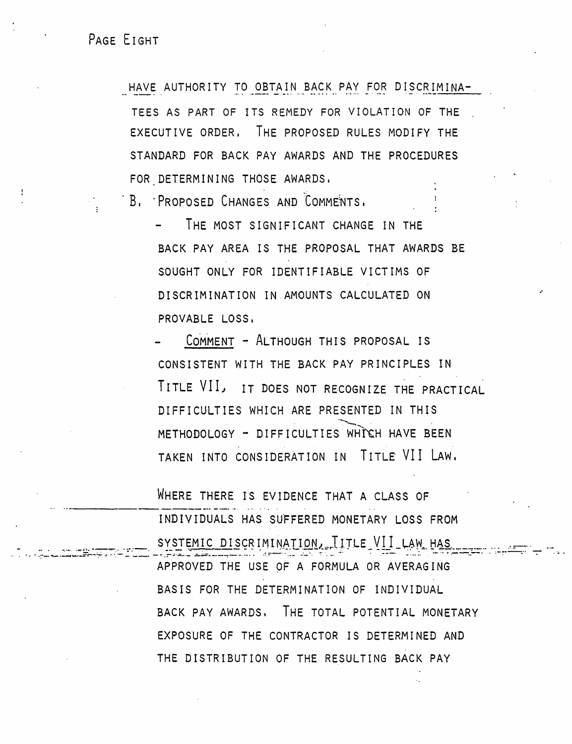HAVE AUTHORITY TO OBTAIN BACK PAY FOR DISCRIMINATEES AS PART OF ITS REMEDY FOR VIOLATION OF THE EXECUTIVE ORDER. THE PROPOSED RULES MODIFY THE STANDARD FOR BACK PAY AWARDS AND THE PROCEDURES FOR DETERMINING THOSE AWARDS.

B. PROPOSED CHANGES AND COMMENTS.

- THE MOST SIGNIFICANT CHANGE IN THE BACK PAY AREA IS THE PROPOSAL THAT AWARDS BE SOUGHT ONLY FOR IDENTIFIABLE VICTIMS OF DISCRIMINATION IN AMOUNTS CALCULATED ON PROVABLE LOSS.

- <u>COMMENT</u> - ALTHOUGH THIS PROPOSAL IS CONSISTENT WITH THE BACK PAY PRINCIPLES IN TITLE VII, IT DOES NOT RECOGNIZE THE PRACTICAL DIFFICULTIES WHICH ARE PRESENTED IN THIS METHODOLOGY - DIFFICULTIES WHICH HAVE BEEN TAKEN INTO CONSIDERATION IN TITLE VII LAW.

  WHERE THERE IS EVIDENCE THAT A CLASS OF INDIVIDUALS HAS SUFFERED MONETARY LOSS FROM SYSTEMIC DISCRIMINATION, TITLE VII LAW HAS APPROVED THE USE OF A FORMULA OR AVERAGING BASIS FOR THE DETERMINATION OF INDIVIDUAL BACK PAY AWARDS. THE TOTAL POTENTIAL MONETARY EXPOSURE OF THE CONTRACTOR IS DETERMINED AND THE DISTRIBUTION OF THE RESULTING BACK PAY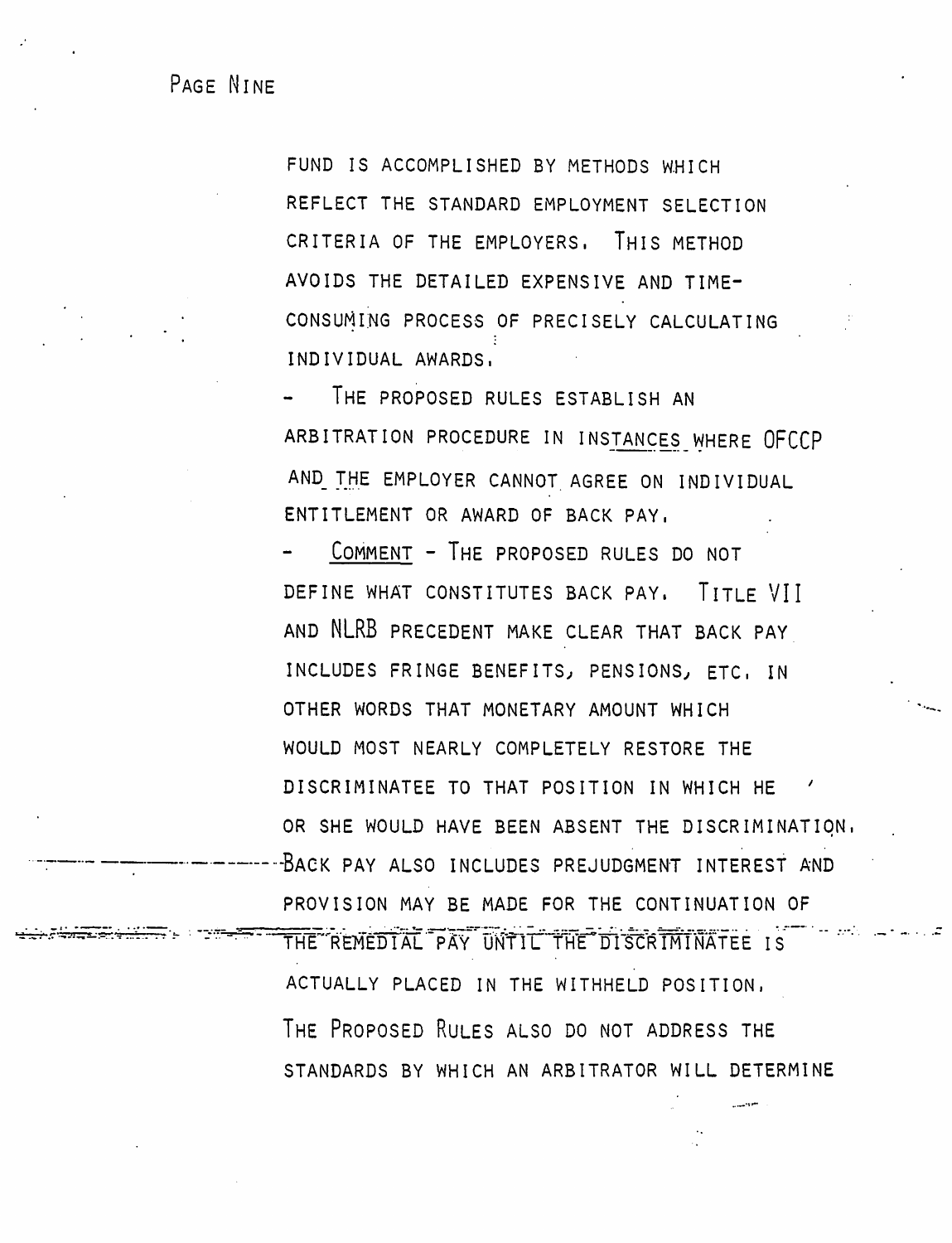FUND IS ACCOMPLISHED BY METHODS WHICH REFLECT THE STANDARD EMPLOYMENT SELECTION CRITERIA OF THE EMPLOYERS. THIS METHOD AVOIDS THE DETAILED EXPENSIVE AND TIME-CONSUMING PROCESS OF PRECISELY CALCULATING INDIVIDUAL AWARDS.

- THE PROPOSED RULES ESTABLISH AN ARBITRATION PROCEDURE IN INSTANCES WHERE OFCCP AND THE EMPLOYER CANNOT AGREE ON INDIVIDUAL ENTITLEMENT OR AWARD OF BACK PAY.

- <u>COMMENT</u> - THE PROPOSED RULES DO NOT DEFINE WHAT CONSTITUTES BACK PAY. TITLE VII AND NLRB PRECEDENT MAKE CLEAR THAT BACK PAY INCLUDES FRINGE BENEFITS, PENSIONS, ETC. IN OTHER WORDS THAT MONETARY AMOUNT WHICH WOULD MOST NEARLY COMPLETELY RESTORE THE DISCRIMINATEE TO THAT POSITION IN WHICH HE OR SHE WOULD HAVE BEEN ABSENT THE DISCRIMINATION. BACK PAY ALSO INCLUDES PREJUDGMENT INTEREST AND PROVISION MAY BE MADE FOR THE CONTINUATION OF THE REMEDIAL PAY UNTIL THE DISCRIMINATEE IS ACTUALLY PLACED IN THE WITHHELD POSITION. THE PROPOSED RULES ALSO DO NOT ADDRESS THE STANDARDS BY WHICH AN ARBITRATOR WILL DETERMINE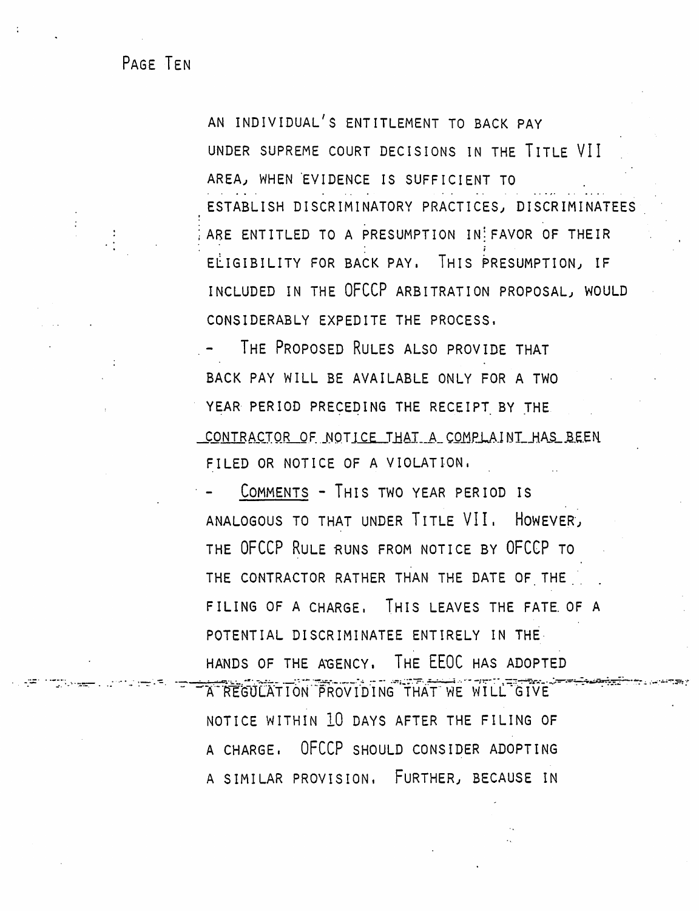AN INDIVIDUAL'S ENTITLEMENT TO BACK PAY UNDER SUPREME COURT DECISIONS IN THE TITLE VII AREA, WHEN EVIDENCE IS SUFFICIENT TO ESTABLISH DISCRIMINATORY PRACTICES, DISCRIMINATEES ARE ENTITLED TO A PRESUMPTION IN FAVOR OF THEIR ELIGIBILITY FOR BACK PAY. THIS PRESUMPTION, IF INCLUDED IN THE OFCCP ARBITRATION PROPOSAL, WOULD CONSIDERABLY EXPEDITE THE PROCESS.

- THE PROPOSED RULES ALSO PROVIDE THAT BACK PAY WILL BE AVAILABLE ONLY FOR A TWO YEAR PERIOD PRECEDING THE RECEIPT BY THE CONTRACTOR OF NOTICE THAT A COMPLAINT HAS BEEN FILED OR NOTICE OF A VIOLATION.
- COMMENTS - THIS TWO YEAR PERIOD IS ANALOGOUS TO THAT UNDER TITLE VII. HOWEVER, THE OFCCP RULE RUNS FROM NOTICE BY OFCCP TO THE CONTRACTOR RATHER THAN THE DATE OF THE FILING OF A CHARGE. THIS LEAVES THE FATE OF A POTENTIAL DISCRIMINATEE ENTIRELY IN THE HANDS OF THE AGENCY. THE EEOC HAS ADOPTED A REGULATION PROVIDING THAT WE WILL GIVE NOTICE WITHIN 10 DAYS AFTER THE FILING OF A CHARGE. OFCCP SHOULD CONSIDER ADOPTING A SIMILAR PROVISION. FURTHER, BECAUSE IN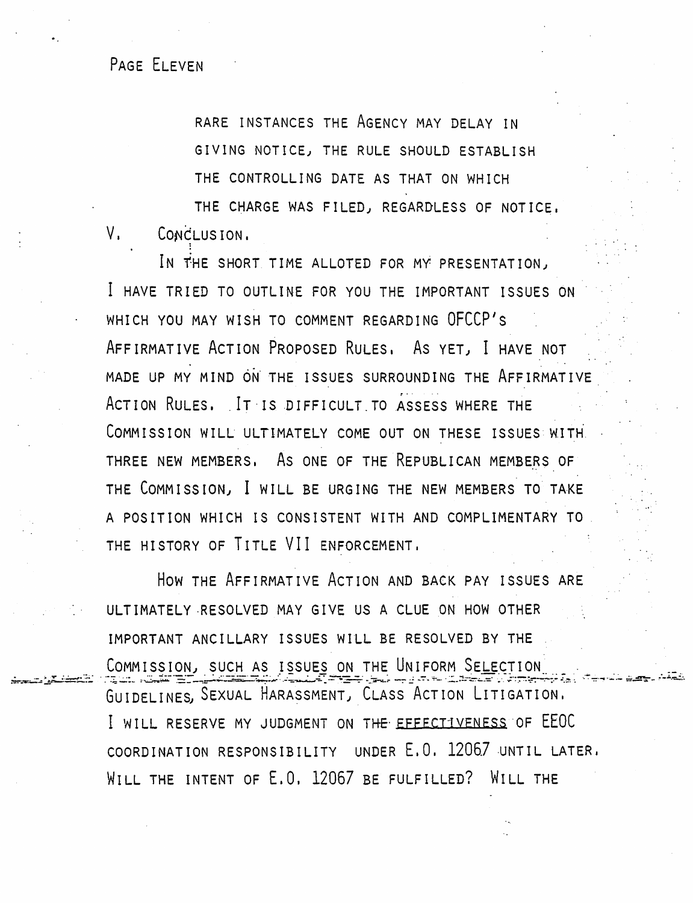RARE INSTANCES THE AGENCY MAY DELAY IN GIVING NOTICE, THE RULE SHOULD ESTABLISH THE CONTROLLING DATE AS THAT ON WHICH THE CHARGE WAS FILED, REGARDLESS OF NOTICE.

## V. CONCLUSION.

IN THE SHORT TIME ALLOTED FOR MY PRESENTATION, I HAVE TRIED TO OUTLINE FOR YOU THE IMPORTANT ISSUES ON WHICH YOU MAY WISH TO COMMENT REGARDING OFCCP'S AFFIRMATIVE ACTION PROPOSED RULES. AS YET, I HAVE NOT MADE UP MY MIND ON THE ISSUES SURROUNDING THE AFFIRMATIVE ACTION RULES. IT IS DIFFICULT TO ASSESS WHERE THE COMMISSION WILL ULTIMATELY COME OUT ON THESE ISSUES WITH THREE NEW MEMBERS. AS ONE OF THE REPUBLICAN MEMBERS OF THE COMMISSION, I WILL BE URGING THE NEW MEMBERS TO TAKE A POSITION WHICH IS CONSISTENT WITH AND COMPLIMENTARY TO THE HISTORY OF TITLE VII ENFORCEMENT.

HOW THE AFFIRMATIVE ACTION AND BACK PAY ISSUES ARE ULTIMATELY RESOLVED MAY GIVE US A CLUE ON HOW OTHER IMPORTANT ANCILLARY ISSUES WILL BE RESOLVED BY THE COMMISSION, SUCH AS ISSUES ON THE UNIFORM SELECTION GUIDELINES, SEXUAL HARASSMENT, CLASS ACTION LITIGATION. I WILL RESERVE MY JUDGMENT ON THE EFFECTIVENESS OF EEOC COORDINATION RESPONSIBILITY UNDER E.O. 12067 UNTIL LATER. WILL THE INTENT OF E.O. 12067 BE FULFILLED? WILL THE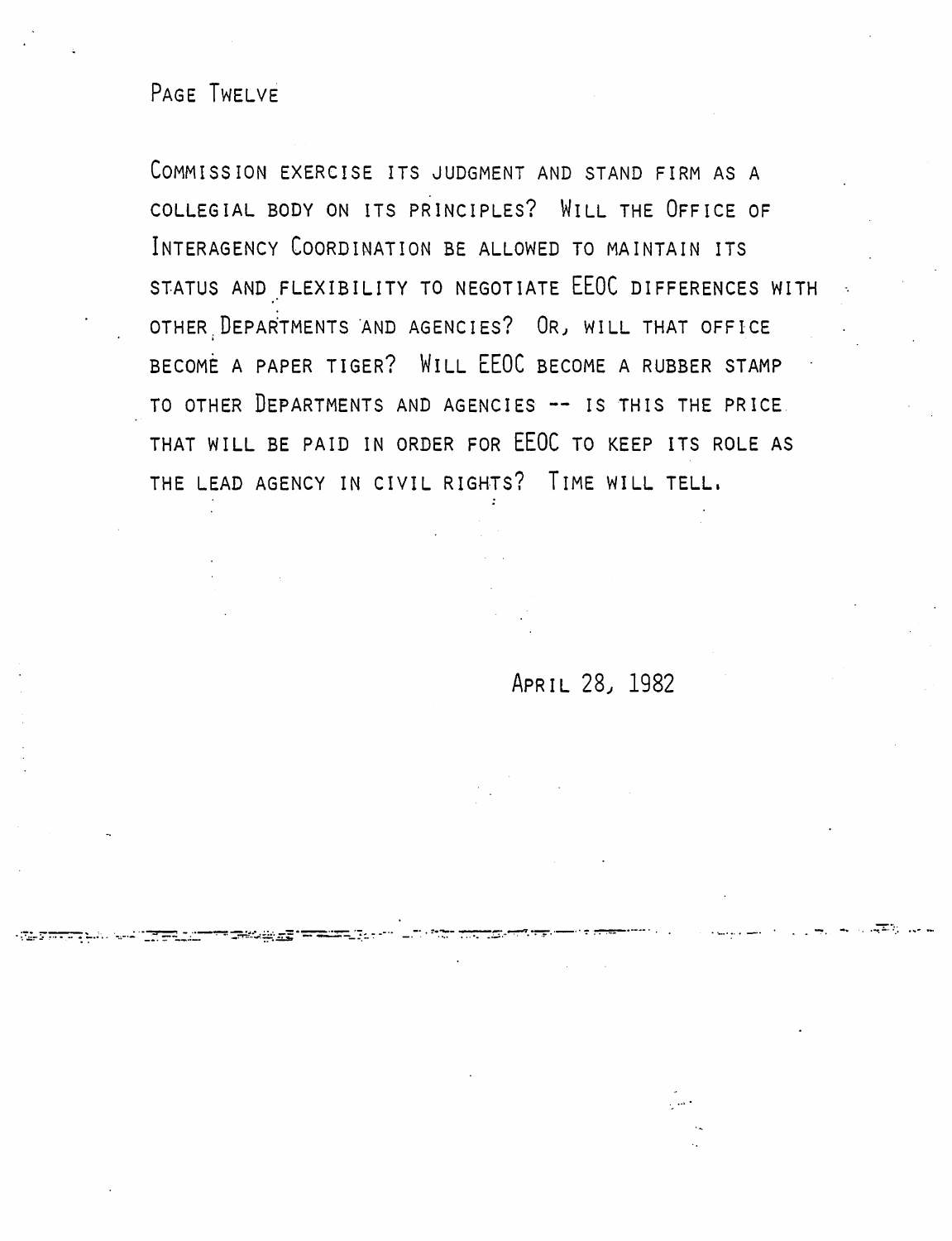COMMISSION EXERCISE ITS JUDGMENT AND STAND FIRM AS A COLLEGIAL BODY ON ITS PRINCIPLES? WILL THE OFFICE OF INTERAGENCY COORDINATION BE ALLOWED TO MAINTAIN ITS STATUS AND FLEXIBILITY TO NEGOTIATE EEOC DIFFERENCES WITH OTHER DEPARTMENTS AND AGENCIES? OR, WILL THAT OFFICE BECOME A PAPER TIGER? WILL EEOC BECOME A RUBBER STAMP TO OTHER DEPARTMENTS AND AGENCIES -- IS THIS THE PRICE THAT WILL BE PAID IN ORDER FOR EEOC TO KEEP ITS ROLE AS THE LEAD AGENCY IN CIVIL RIGHTS? TIME WILL TELL.

APRIL 28, 1982